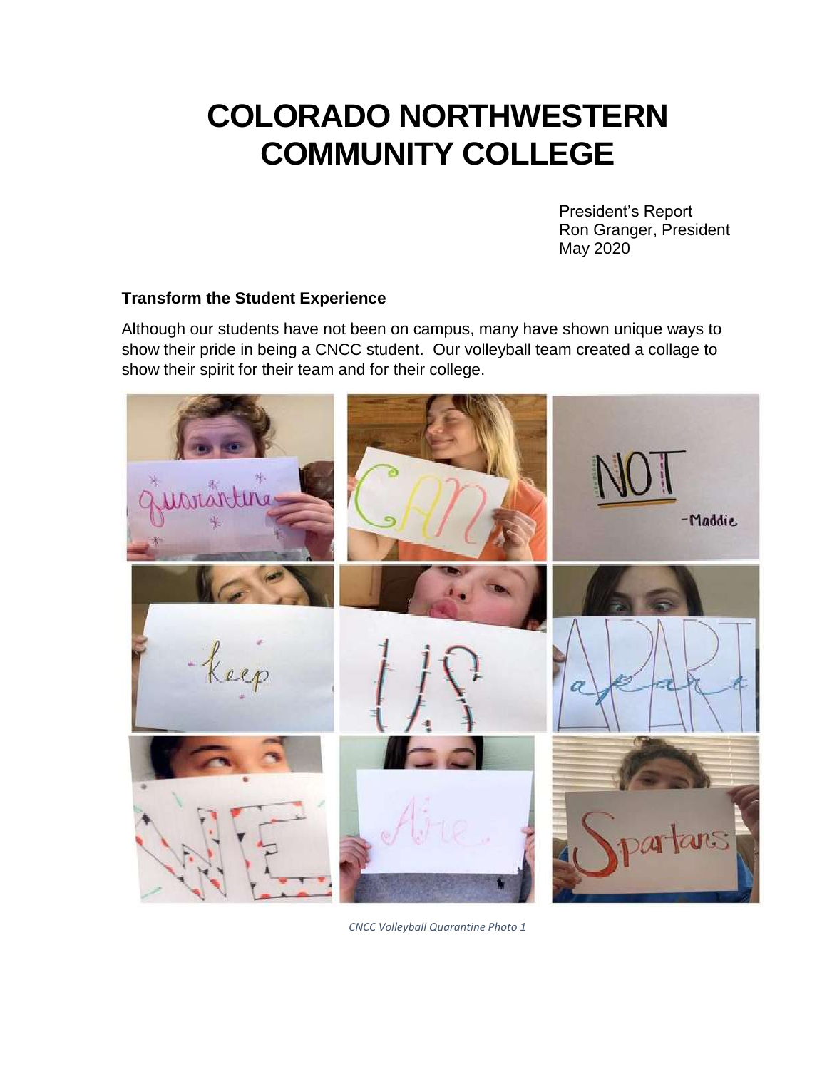# COLORADO NORTHWESTERN COMMUNITY COLLEGE

President's Report
Ron Granger, President
May 2020

### Transform the Student Experience

Although our students have not been on campus, many have shown unique ways to show their pride in being a CNCC student. Our volleyball team created a collage to show their spirit for their team and for their college.

*CNCC Volleyball Quarantine Photo 1*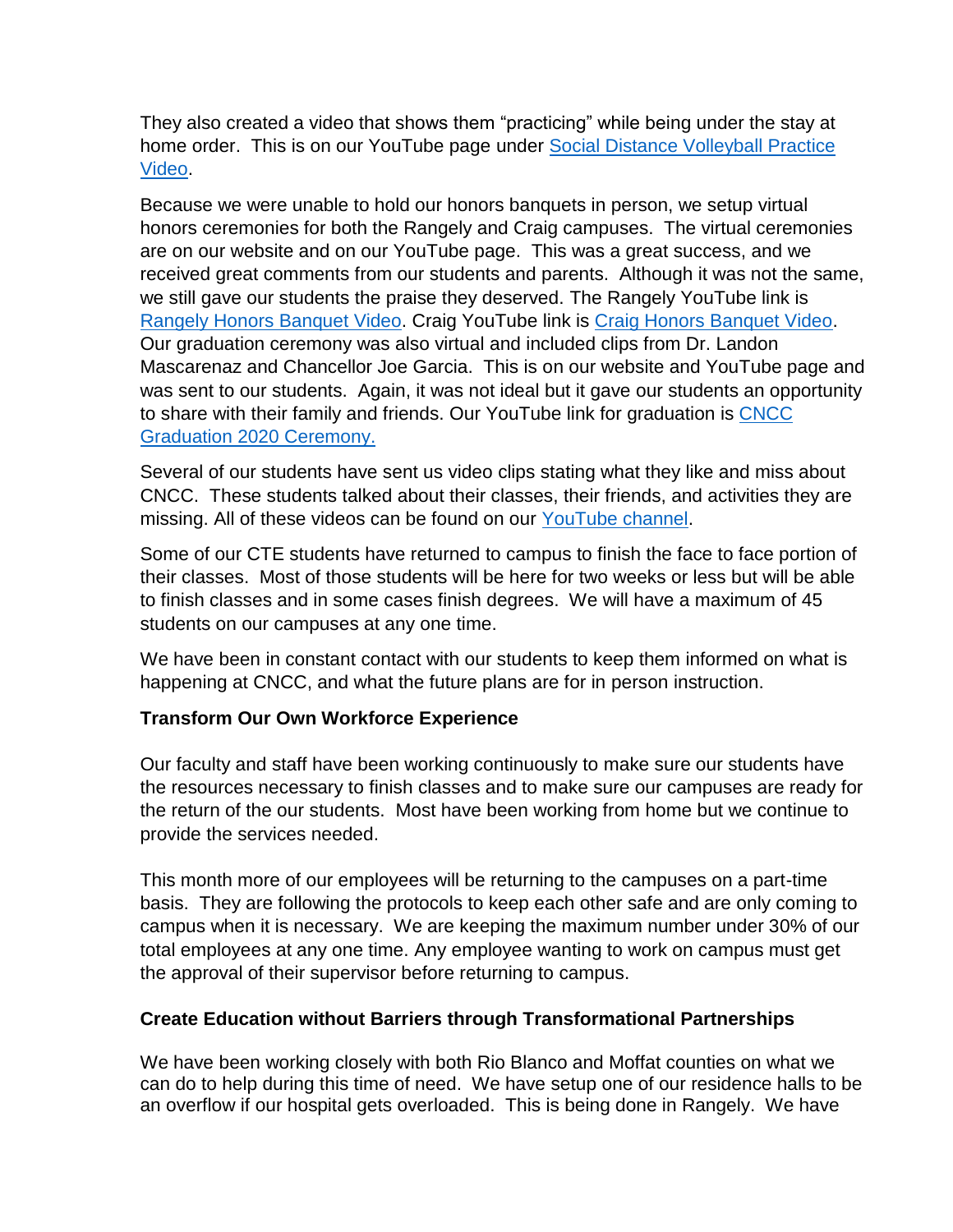They also created a video that shows them "practicing" while being under the stay at home order. This is on our YouTube page under Social Distance Volleyball Practice Video.

Because we were unable to hold our honors banquets in person, we setup virtual honors ceremonies for both the Rangely and Craig campuses. The virtual ceremonies are on our website and on our YouTube page. This was a great success, and we received great comments from our students and parents. Although it was not the same, we still gave our students the praise they deserved. The Rangely YouTube link is Rangely Honors Banquet Video. Craig YouTube link is Craig Honors Banquet Video. Our graduation ceremony was also virtual and included clips from Dr. Landon Mascarenaz and Chancellor Joe Garcia. This is on our website and YouTube page and was sent to our students. Again, it was not ideal but it gave our students an opportunity to share with their family and friends. Our YouTube link for graduation is CNCC Graduation 2020 Ceremony.

Several of our students have sent us video clips stating what they like and miss about CNCC. These students talked about their classes, their friends, and activities they are missing. All of these videos can be found on our YouTube channel.

Some of our CTE students have returned to campus to finish the face to face portion of their classes. Most of those students will be here for two weeks or less but will be able to finish classes and in some cases finish degrees. We will have a maximum of 45 students on our campuses at any one time.

We have been in constant contact with our students to keep them informed on what is happening at CNCC, and what the future plans are for in person instruction.

**Transform Our Own Workforce Experience**

Our faculty and staff have been working continuously to make sure our students have the resources necessary to finish classes and to make sure our campuses are ready for the return of the our students. Most have been working from home but we continue to provide the services needed.

This month more of our employees will be returning to the campuses on a part-time basis. They are following the protocols to keep each other safe and are only coming to campus when it is necessary. We are keeping the maximum number under 30% of our total employees at any one time. Any employee wanting to work on campus must get the approval of their supervisor before returning to campus.

**Create Education without Barriers through Transformational Partnerships**

We have been working closely with both Rio Blanco and Moffat counties on what we can do to help during this time of need. We have setup one of our residence halls to be an overflow if our hospital gets overloaded. This is being done in Rangely. We have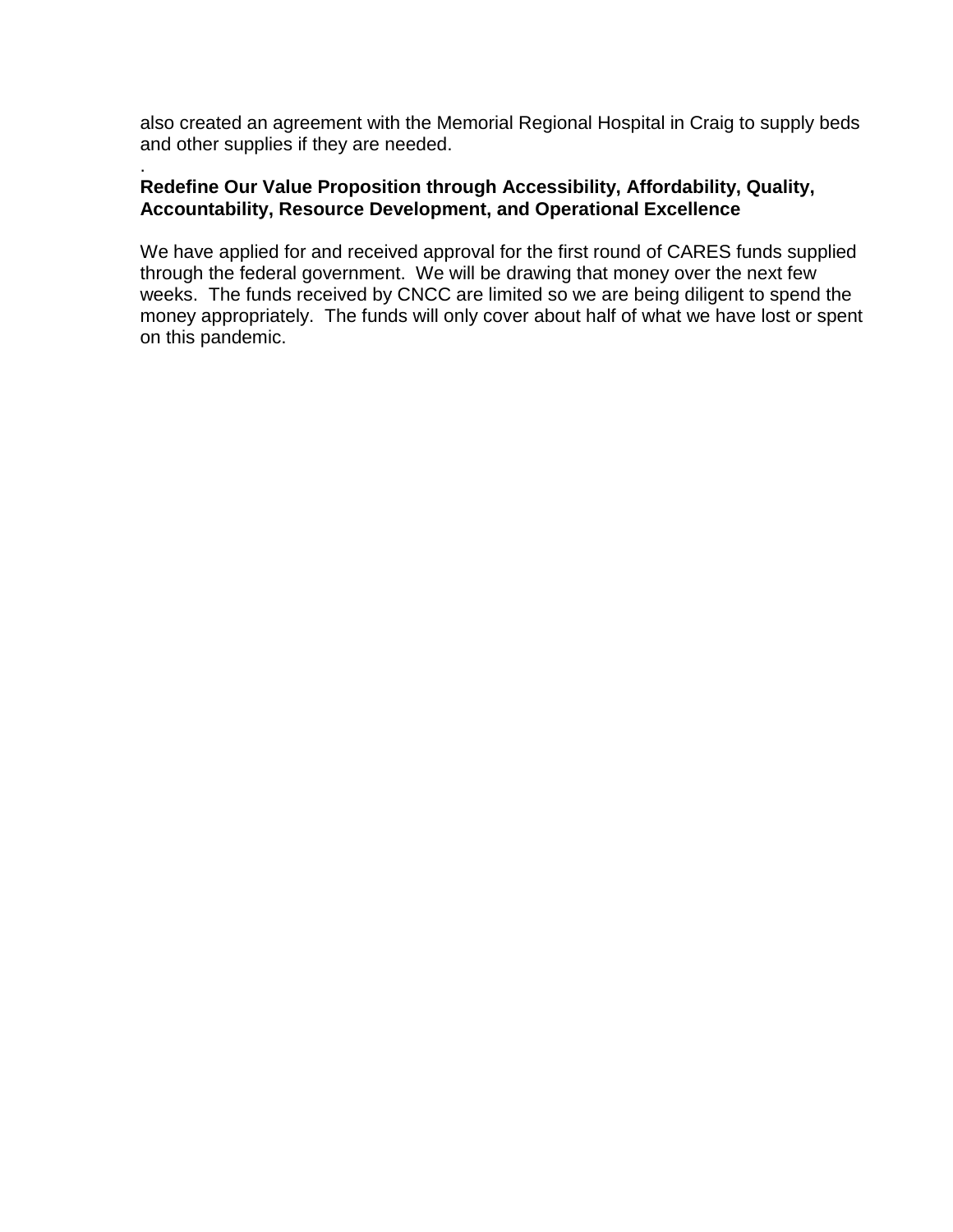also created an agreement with the Memorial Regional Hospital in Craig to supply beds and other supplies if they are needed.

.

**Redefine Our Value Proposition through Accessibility, Affordability, Quality, Accountability, Resource Development, and Operational Excellence**

We have applied for and received approval for the first round of CARES funds supplied through the federal government. We will be drawing that money over the next few weeks. The funds received by CNCC are limited so we are being diligent to spend the money appropriately. The funds will only cover about half of what we have lost or spent on this pandemic.